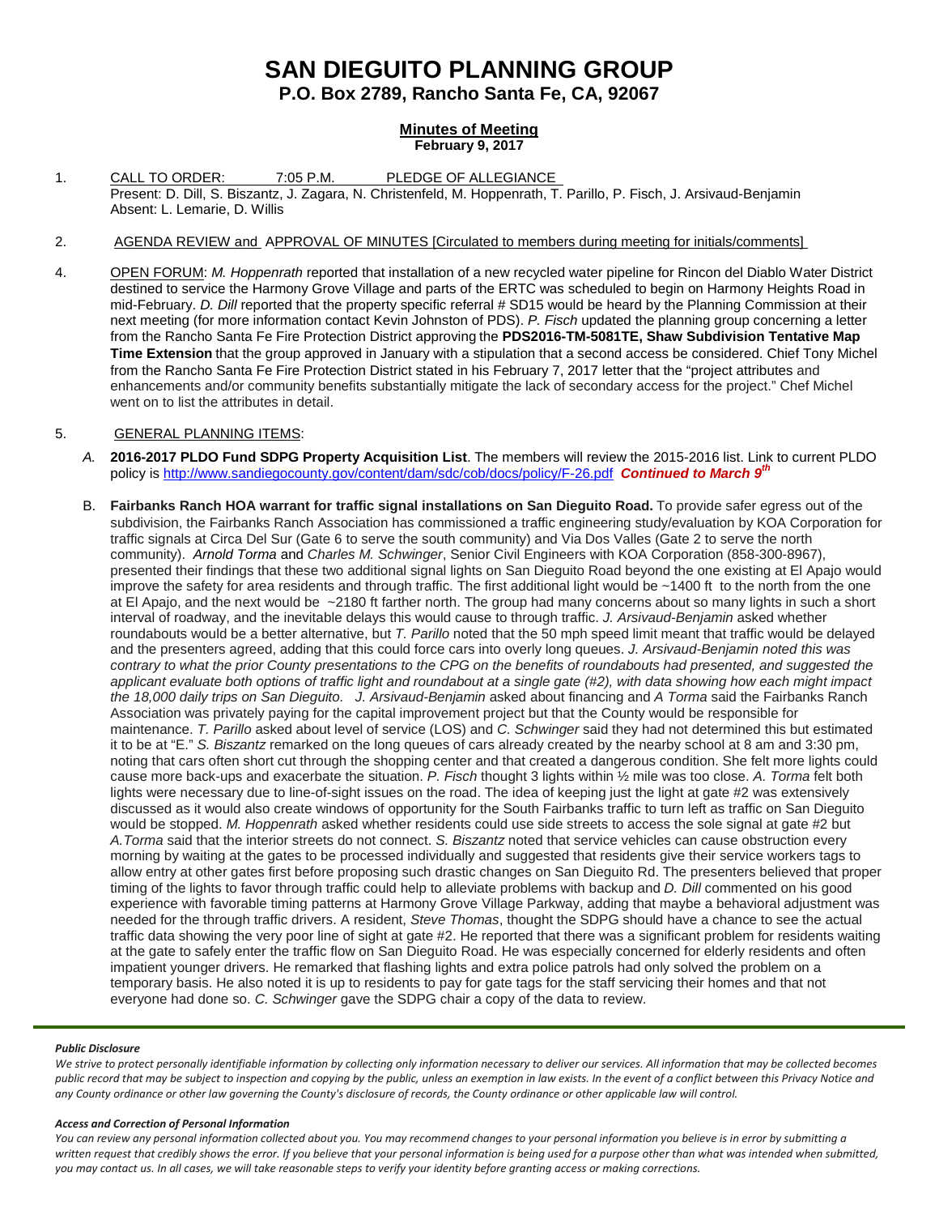# SAN DIEGUITO PLANNING GROUP

## P.O. Box 2789, Rancho Santa Fe, CA, 92067

### Minutes of Meeting

**February 9, 2017**

1. CALL TO ORDER: 7:05 P.M. PLEDGE OF ALLEGIANCE
   Present: D. Dill, S. Biszantz, J. Zagara, N. Christenfeld, M. Hoppenrath, T. Parillo, P. Fisch, J. Arsivaud-Benjamin
   Absent: L. Lemarie, D. Willis

2. AGENDA REVIEW and APPROVAL OF MINUTES [Circulated to members during meeting for initials/comments]

4. OPEN FORUM: *M. Hoppenrath* reported that installation of a new recycled water pipeline for Rincon del Diablo Water District destined to service the Harmony Grove Village and parts of the ERTC was scheduled to begin on Harmony Heights Road in mid-February. *D. Dill* reported that the property specific referral # SD15 would be heard by the Planning Commission at their next meeting (for more information contact Kevin Johnston of PDS). *P. Fisch* updated the planning group concerning a letter from the Rancho Santa Fe Fire Protection District approving the **PDS2016-TM-5081TE, Shaw Subdivision Tentative Map Time Extension** that the group approved in January with a stipulation that a second access be considered. Chief Tony Michel from the Rancho Santa Fe Fire Protection District stated in his February 7, 2017 letter that the "project attributes and enhancements and/or community benefits substantially mitigate the lack of secondary access for the project." Chef Michel went on to list the attributes in detail.

5. GENERAL PLANNING ITEMS:

   *A.* **2016-2017 PLDO Fund SDPG Property Acquisition List**. The members will review the 2015-2016 list. Link to current PLDO policy is http://www.sandiegocounty.gov/content/dam/sdc/cob/docs/policy/F-26.pdf ***Continued to March 9th***

   B. **Fairbanks Ranch HOA warrant for traffic signal installations on San Dieguito Road.** To provide safer egress out of the subdivision, the Fairbanks Ranch Association has commissioned a traffic engineering study/evaluation by KOA Corporation for traffic signals at Circa Del Sur (Gate 6 to serve the south community) and Via Dos Valles (Gate 2 to serve the north community). *Arnold Torma* and *Charles M. Schwinger*, Senior Civil Engineers with KOA Corporation (858-300-8967), presented their findings that these two additional signal lights on San Dieguito Road beyond the one existing at El Apajo would improve the safety for area residents and through traffic. The first additional light would be ~1400 ft to the north from the one at El Apajo, and the next would be ~2180 ft farther north. The group had many concerns about so many lights in such a short interval of roadway, and the inevitable delays this would cause to through traffic. *J. Arsivaud-Benjamin* asked whether roundabouts would be a better alternative, but *T. Parillo* noted that the 50 mph speed limit meant that traffic would be delayed and the presenters agreed, adding that this could force cars into overly long queues. *J. Arsivaud-Benjamin noted this was contrary to what the prior County presentations to the CPG on the benefits of roundabouts had presented, and suggested the applicant evaluate both options of traffic light and roundabout at a single gate (#2), with data showing how each might impact the 18,000 daily trips on San Dieguito. J. Arsivaud-Benjamin* asked about financing and *A Torma* said the Fairbanks Ranch Association was privately paying for the capital improvement project but that the County would be responsible for maintenance. *T. Parillo* asked about level of service (LOS) and *C. Schwinger* said they had not determined this but estimated it to be at "E." *S. Biszantz* remarked on the long queues of cars already created by the nearby school at 8 am and 3:30 pm, noting that cars often short cut through the shopping center and that created a dangerous condition. She felt more lights could cause more back-ups and exacerbate the situation. *P. Fisch* thought 3 lights within ½ mile was too close. *A. Torma* felt both lights were necessary due to line-of-sight issues on the road. The idea of keeping just the light at gate #2 was extensively discussed as it would also create windows of opportunity for the South Fairbanks traffic to turn left as traffic on San Dieguito would be stopped. *M. Hoppenrath* asked whether residents could use side streets to access the sole signal at gate #2 but *A.Torma* said that the interior streets do not connect. *S. Biszantz* noted that service vehicles can cause obstruction every morning by waiting at the gates to be processed individually and suggested that residents give their service workers tags to allow entry at other gates first before proposing such drastic changes on San Dieguito Rd. The presenters believed that proper timing of the lights to favor through traffic could help to alleviate problems with backup and *D. Dill* commented on his good experience with favorable timing patterns at Harmony Grove Village Parkway, adding that maybe a behavioral adjustment was needed for the through traffic drivers. A resident, *Steve Thomas*, thought the SDPG should have a chance to see the actual traffic data showing the very poor line of sight at gate #2. He reported that there was a significant problem for residents waiting at the gate to safely enter the traffic flow on San Dieguito Road. He was especially concerned for elderly residents and often impatient younger drivers. He remarked that flashing lights and extra police patrols had only solved the problem on a temporary basis. He also noted it is up to residents to pay for gate tags for the staff servicing their homes and that not everyone had done so. *C. Schwinger* gave the SDPG chair a copy of the data to review.

***Public Disclosure***

*We strive to protect personally identifiable information by collecting only information necessary to deliver our services. All information that may be collected becomes public record that may be subject to inspection and copying by the public, unless an exemption in law exists. In the event of a conflict between this Privacy Notice and any County ordinance or other law governing the County's disclosure of records, the County ordinance or other applicable law will control.*

***Access and Correction of Personal Information***

*You can review any personal information collected about you. You may recommend changes to your personal information you believe is in error by submitting a written request that credibly shows the error. If you believe that your personal information is being used for a purpose other than what was intended when submitted, you may contact us. In all cases, we will take reasonable steps to verify your identity before granting access or making corrections.*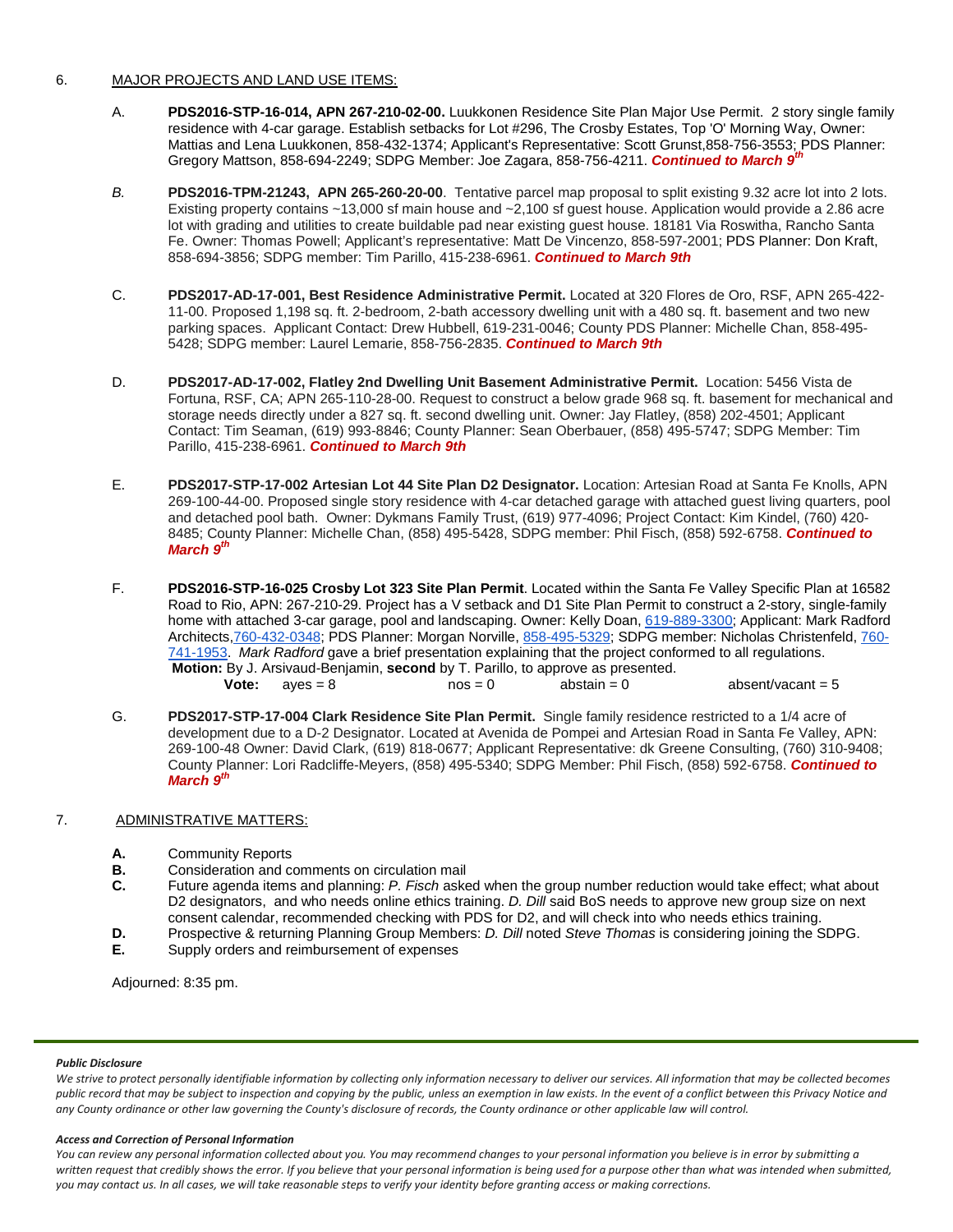6. MAJOR PROJECTS AND LAND USE ITEMS:

A. **PDS2016-STP-16-014, APN 267-210-02-00.** Luukkonen Residence Site Plan Major Use Permit. 2 story single family residence with 4-car garage. Establish setbacks for Lot #296, The Crosby Estates, Top 'O' Morning Way, Owner: Mattias and Lena Luukkonen, 858-432-1374; Applicant's Representative: Scott Grunst,858-756-3553; PDS Planner: Gregory Mattson, 858-694-2249; SDPG Member: Joe Zagara, 858-756-4211. ***Continued to March 9th***

*B.* **PDS2016-TPM-21243, APN 265-260-20-00**. Tentative parcel map proposal to split existing 9.32 acre lot into 2 lots. Existing property contains ~13,000 sf main house and ~2,100 sf guest house. Application would provide a 2.86 acre lot with grading and utilities to create buildable pad near existing guest house. 18181 Via Roswitha, Rancho Santa Fe. Owner: Thomas Powell; Applicant's representative: Matt De Vincenzo, 858-597-2001; PDS Planner: Don Kraft, 858-694-3856; SDPG member: Tim Parillo, 415-238-6961. ***Continued to March 9th***

C. **PDS2017-AD-17-001, Best Residence Administrative Permit.** Located at 320 Flores de Oro, RSF, APN 265-422-11-00. Proposed 1,198 sq. ft. 2-bedroom, 2-bath accessory dwelling unit with a 480 sq. ft. basement and two new parking spaces. Applicant Contact: Drew Hubbell, 619-231-0046; County PDS Planner: Michelle Chan, 858-495-5428; SDPG member: Laurel Lemarie, 858-756-2835. ***Continued to March 9th***

D. **PDS2017-AD-17-002, Flatley 2nd Dwelling Unit Basement Administrative Permit.** Location: 5456 Vista de Fortuna, RSF, CA; APN 265-110-28-00. Request to construct a below grade 968 sq. ft. basement for mechanical and storage needs directly under a 827 sq. ft. second dwelling unit. Owner: Jay Flatley, (858) 202-4501; Applicant Contact: Tim Seaman, (619) 993-8846; County Planner: Sean Oberbauer, (858) 495-5747; SDPG Member: Tim Parillo, 415-238-6961. ***Continued to March 9th***

E. **PDS2017-STP-17-002 Artesian Lot 44 Site Plan D2 Designator.** Location: Artesian Road at Santa Fe Knolls, APN 269-100-44-00. Proposed single story residence with 4-car detached garage with attached guest living quarters, pool and detached pool bath. Owner: Dykmans Family Trust, (619) 977-4096; Project Contact: Kim Kindel, (760) 420-8485; County Planner: Michelle Chan, (858) 495-5428, SDPG member: Phil Fisch, (858) 592-6758. ***Continued to March 9th***

F. **PDS2016-STP-16-025 Crosby Lot 323 Site Plan Permit**. Located within the Santa Fe Valley Specific Plan at 16582 Road to Rio, APN: 267-210-29. Project has a V setback and D1 Site Plan Permit to construct a 2-story, single-family home with attached 3-car garage, pool and landscaping. Owner: Kelly Doan, 619-889-3300; Applicant: Mark Radford Architects,760-432-0348; PDS Planner: Morgan Norville, 858-495-5329; SDPG member: Nicholas Christenfeld, 760-741-1953. *Mark Radford* gave a brief presentation explaining that the project conformed to all regulations.
**Motion:** By J. Arsivaud-Benjamin, **second** by T. Parillo, to approve as presented.
**Vote:** ayes = 8 nos = 0 abstain = 0 absent/vacant = 5

G. **PDS2017-STP-17-004 Clark Residence Site Plan Permit.** Single family residence restricted to a 1/4 acre of development due to a D-2 Designator. Located at Avenida de Pompei and Artesian Road in Santa Fe Valley, APN: 269-100-48 Owner: David Clark, (619) 818-0677; Applicant Representative: dk Greene Consulting, (760) 310-9408; County Planner: Lori Radcliffe-Meyers, (858) 495-5340; SDPG Member: Phil Fisch, (858) 592-6758. ***Continued to March 9th***

7. ADMINISTRATIVE MATTERS:

**A.** Community Reports
**B.** Consideration and comments on circulation mail
**C.** Future agenda items and planning: *P. Fisch* asked when the group number reduction would take effect; what about D2 designators, and who needs online ethics training. *D. Dill* said BoS needs to approve new group size on next consent calendar, recommended checking with PDS for D2, and will check into who needs ethics training.
**D.** Prospective & returning Planning Group Members: *D. Dill* noted *Steve Thomas* is considering joining the SDPG.
**E.** Supply orders and reimbursement of expenses

Adjourned: 8:35 pm.

***Public Disclosure***

*We strive to protect personally identifiable information by collecting only information necessary to deliver our services. All information that may be collected becomes public record that may be subject to inspection and copying by the public, unless an exemption in law exists. In the event of a conflict between this Privacy Notice and any County ordinance or other law governing the County's disclosure of records, the County ordinance or other applicable law will control.*

***Access and Correction of Personal Information***

*You can review any personal information collected about you. You may recommend changes to your personal information you believe is in error by submitting a written request that credibly shows the error. If you believe that your personal information is being used for a purpose other than what was intended when submitted, you may contact us. In all cases, we will take reasonable steps to verify your identity before granting access or making corrections.*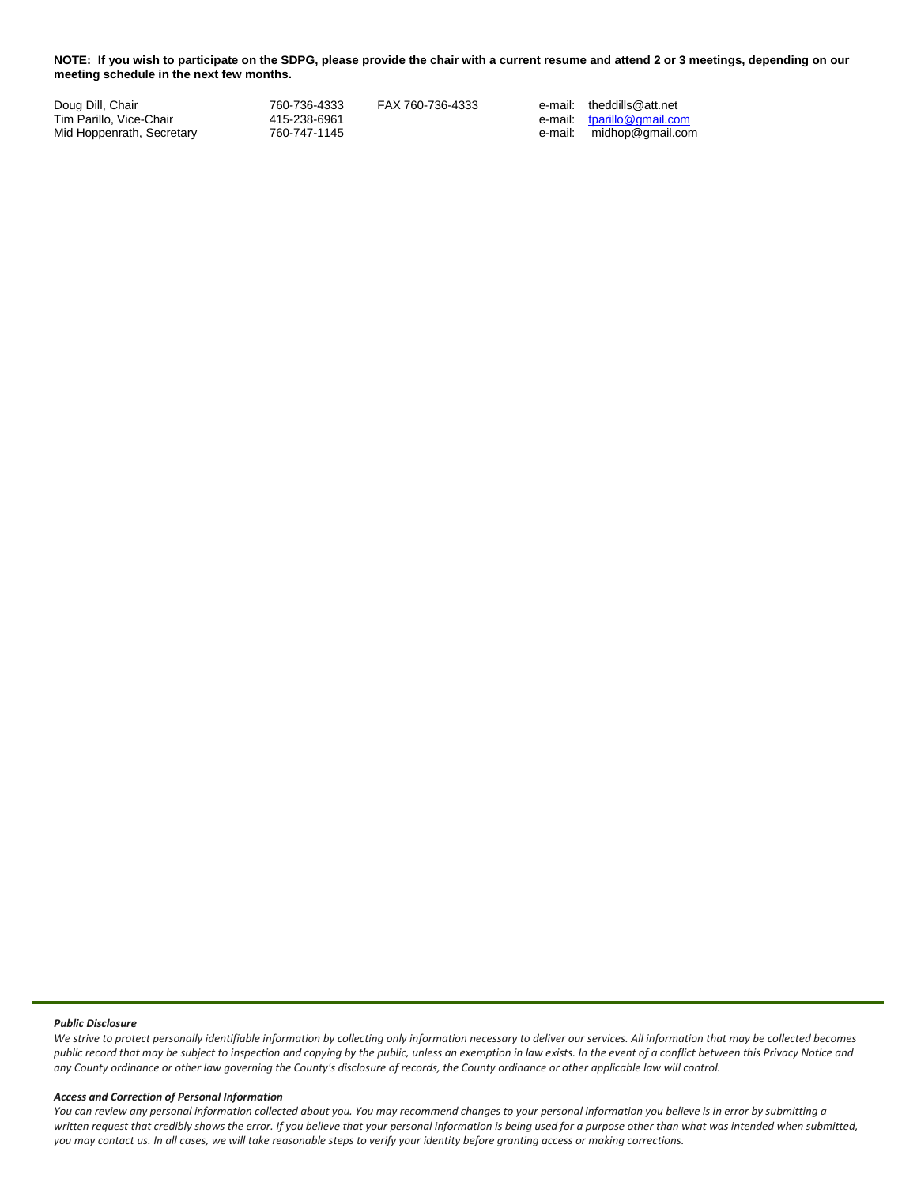**NOTE: If you wish to participate on the SDPG, please provide the chair with a current resume and attend 2 or 3 meetings, depending on our meeting schedule in the next few months.**

| | | | |
|---|---|---|---|
| Doug Dill, Chair | 760-736-4333 | FAX 760-736-4333 | e-mail: theddills@att.net |
| Tim Parillo, Vice-Chair | 415-238-6961 | | e-mail: tparillo@gmail.com |
| Mid Hoppenrath, Secretary | 760-747-1145 | | e-mail: midhop@gmail.com |

***Public Disclosure***

*We strive to protect personally identifiable information by collecting only information necessary to deliver our services. All information that may be collected becomes public record that may be subject to inspection and copying by the public, unless an exemption in law exists. In the event of a conflict between this Privacy Notice and any County ordinance or other law governing the County's disclosure of records, the County ordinance or other applicable law will control.*

***Access and Correction of Personal Information***

*You can review any personal information collected about you. You may recommend changes to your personal information you believe is in error by submitting a written request that credibly shows the error. If you believe that your personal information is being used for a purpose other than what was intended when submitted, you may contact us. In all cases, we will take reasonable steps to verify your identity before granting access or making corrections.*